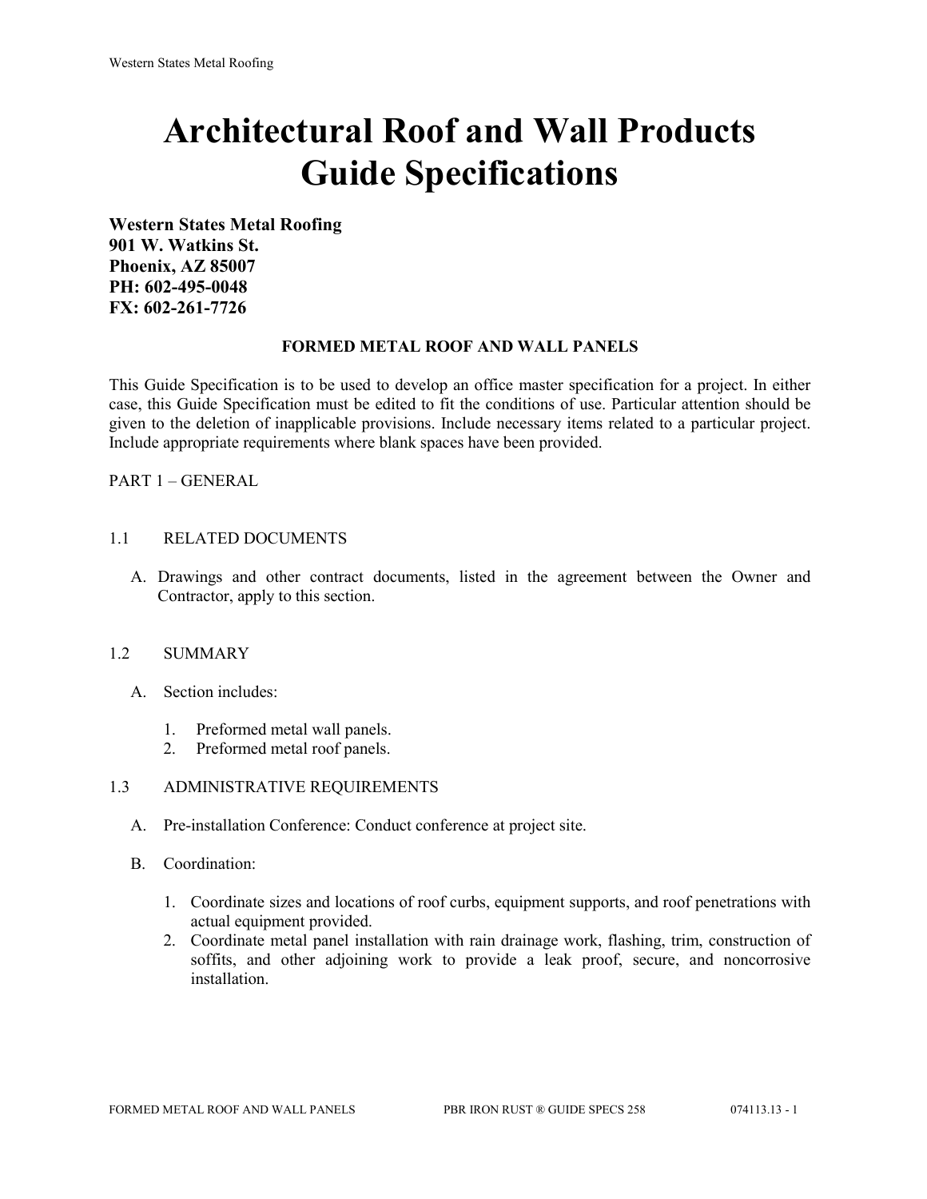# Architectural Roof and Wall Products Guide Specifications

**Western States Metal Roofing**
**901 W. Watkins St.**
**Phoenix, AZ 85007**
**PH: 602-495-0048**
**FX: 602-261-7726**

**FORMED METAL ROOF AND WALL PANELS**

This Guide Specification is to be used to develop an office master specification for a project. In either case, this Guide Specification must be edited to fit the conditions of use. Particular attention should be given to the deletion of inapplicable provisions. Include necessary items related to a particular project. Include appropriate requirements where blank spaces have been provided.

PART 1 – GENERAL

1.1 RELATED DOCUMENTS

A. Drawings and other contract documents, listed in the agreement between the Owner and Contractor, apply to this section.

1.2 SUMMARY

A. Section includes:

1. Preformed metal wall panels.
2. Preformed metal roof panels.

1.3 ADMINISTRATIVE REQUIREMENTS

A. Pre-installation Conference: Conduct conference at project site.

B. Coordination:

1. Coordinate sizes and locations of roof curbs, equipment supports, and roof penetrations with actual equipment provided.
2. Coordinate metal panel installation with rain drainage work, flashing, trim, construction of soffits, and other adjoining work to provide a leak proof, secure, and noncorrosive installation.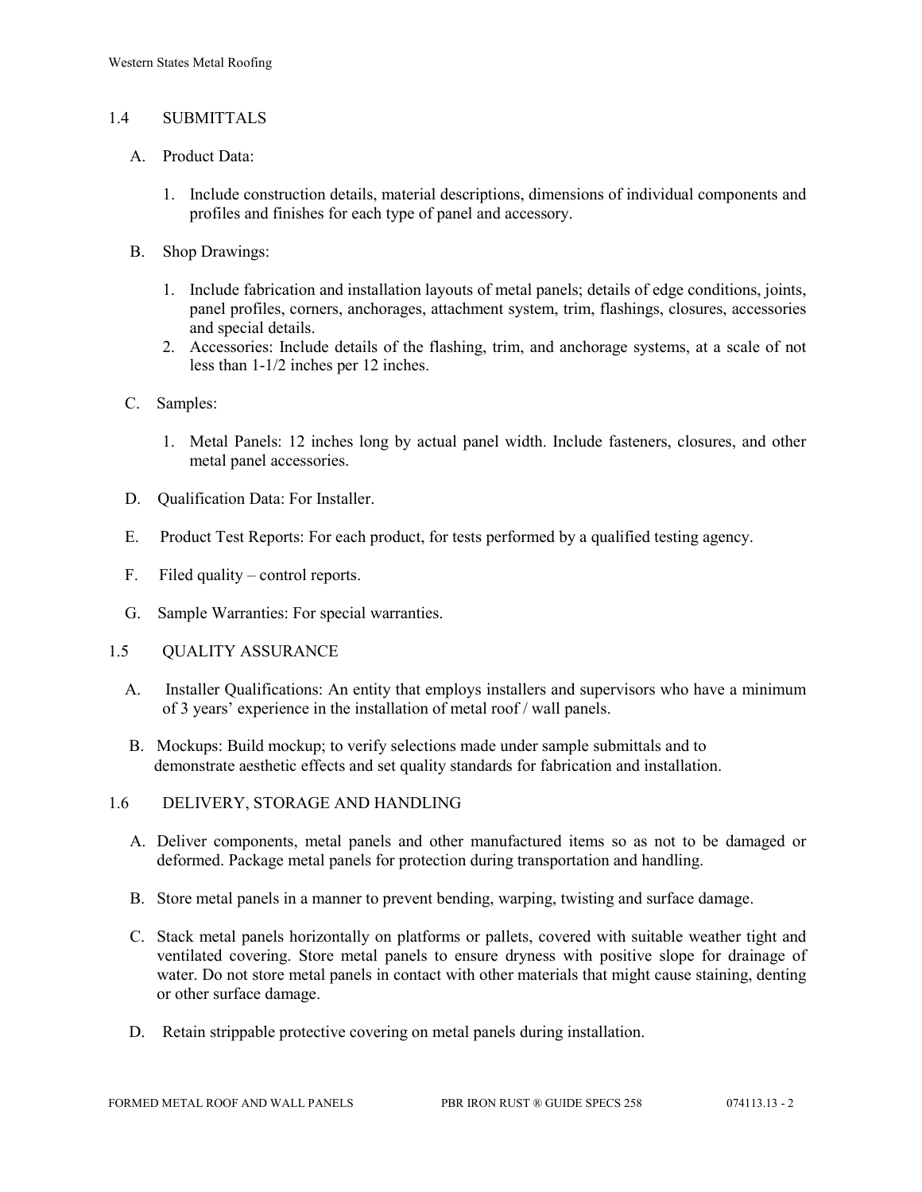## 1.4 SUBMITTALS

A. Product Data:

1. Include construction details, material descriptions, dimensions of individual components and profiles and finishes for each type of panel and accessory.

B. Shop Drawings:

1. Include fabrication and installation layouts of metal panels; details of edge conditions, joints, panel profiles, corners, anchorages, attachment system, trim, flashings, closures, accessories and special details.
2. Accessories: Include details of the flashing, trim, and anchorage systems, at a scale of not less than 1-1/2 inches per 12 inches.

C. Samples:

1. Metal Panels: 12 inches long by actual panel width. Include fasteners, closures, and other metal panel accessories.

D. Qualification Data: For Installer.

E. Product Test Reports: For each product, for tests performed by a qualified testing agency.

F. Filed quality – control reports.

G. Sample Warranties: For special warranties.

## 1.5 QUALITY ASSURANCE

A. Installer Qualifications: An entity that employs installers and supervisors who have a minimum of 3 years' experience in the installation of metal roof / wall panels.

B. Mockups: Build mockup; to verify selections made under sample submittals and to demonstrate aesthetic effects and set quality standards for fabrication and installation.

## 1.6 DELIVERY, STORAGE AND HANDLING

A. Deliver components, metal panels and other manufactured items so as not to be damaged or deformed. Package metal panels for protection during transportation and handling.

B. Store metal panels in a manner to prevent bending, warping, twisting and surface damage.

C. Stack metal panels horizontally on platforms or pallets, covered with suitable weather tight and ventilated covering. Store metal panels to ensure dryness with positive slope for drainage of water. Do not store metal panels in contact with other materials that might cause staining, denting or other surface damage.

D. Retain strippable protective covering on metal panels during installation.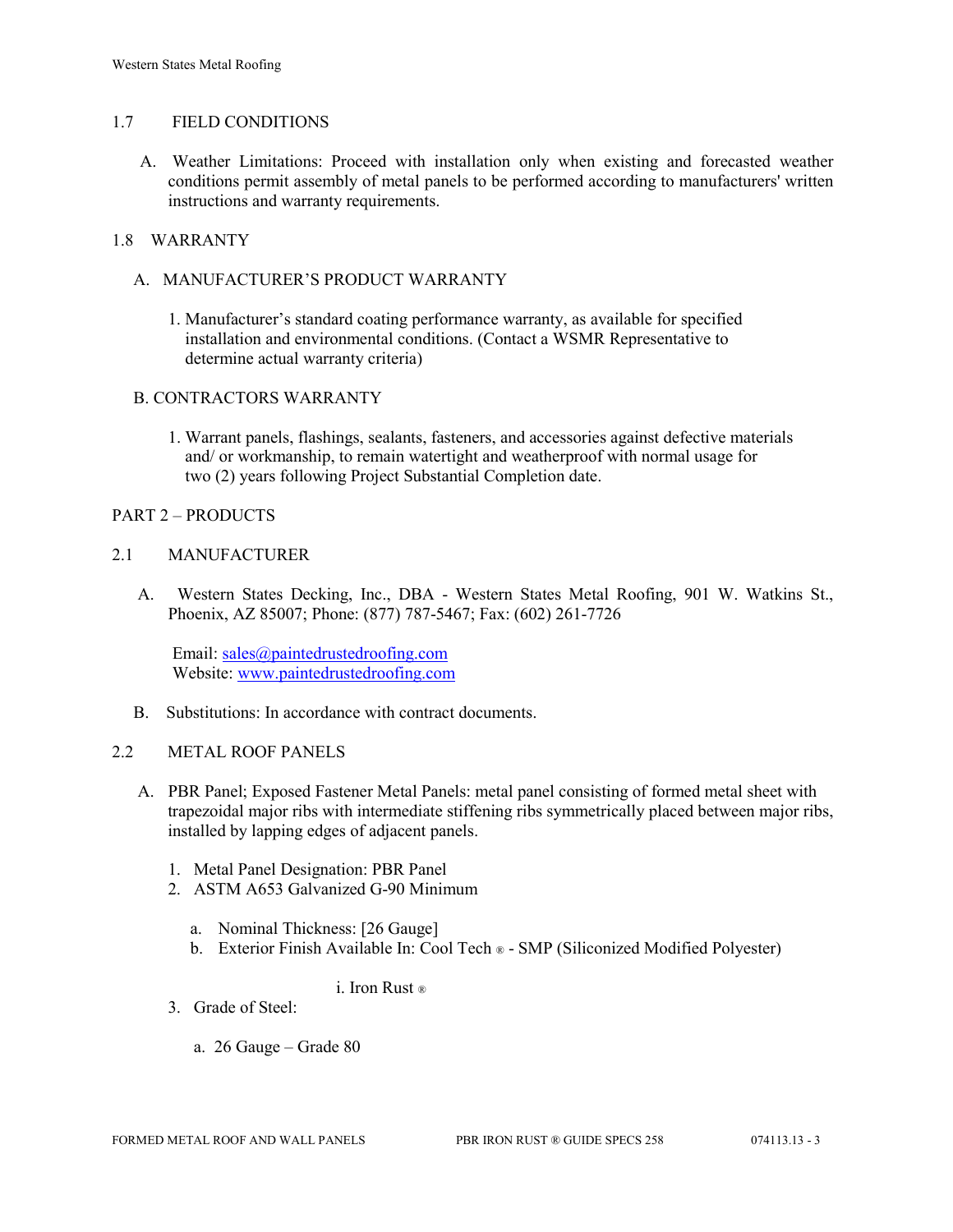## 1.7 FIELD CONDITIONS

A. Weather Limitations: Proceed with installation only when existing and forecasted weather conditions permit assembly of metal panels to be performed according to manufacturers' written instructions and warranty requirements.

## 1.8 WARRANTY

A. MANUFACTURER'S PRODUCT WARRANTY

1. Manufacturer's standard coating performance warranty, as available for specified installation and environmental conditions. (Contact a WSMR Representative to determine actual warranty criteria)

B. CONTRACTORS WARRANTY

1. Warrant panels, flashings, sealants, fasteners, and accessories against defective materials and/ or workmanship, to remain watertight and weatherproof with normal usage for two (2) years following Project Substantial Completion date.

# PART 2 – PRODUCTS

## 2.1 MANUFACTURER

A. Western States Decking, Inc., DBA - Western States Metal Roofing, 901 W. Watkins St., Phoenix, AZ 85007; Phone: (877) 787-5467; Fax: (602) 261-7726

Email: sales@paintedrustedroofing.com
Website: www.paintedrustedroofing.com

B. Substitutions: In accordance with contract documents.

## 2.2 METAL ROOF PANELS

A. PBR Panel; Exposed Fastener Metal Panels: metal panel consisting of formed metal sheet with trapezoidal major ribs with intermediate stiffening ribs symmetrically placed between major ribs, installed by lapping edges of adjacent panels.

1. Metal Panel Designation: PBR Panel
2. ASTM A653 Galvanized G-90 Minimum
   a. Nominal Thickness: [26 Gauge]
   b. Exterior Finish Available In: Cool Tech ® - SMP (Siliconized Modified Polyester)
      i. Iron Rust ®
3. Grade of Steel:
   a. 26 Gauge – Grade 80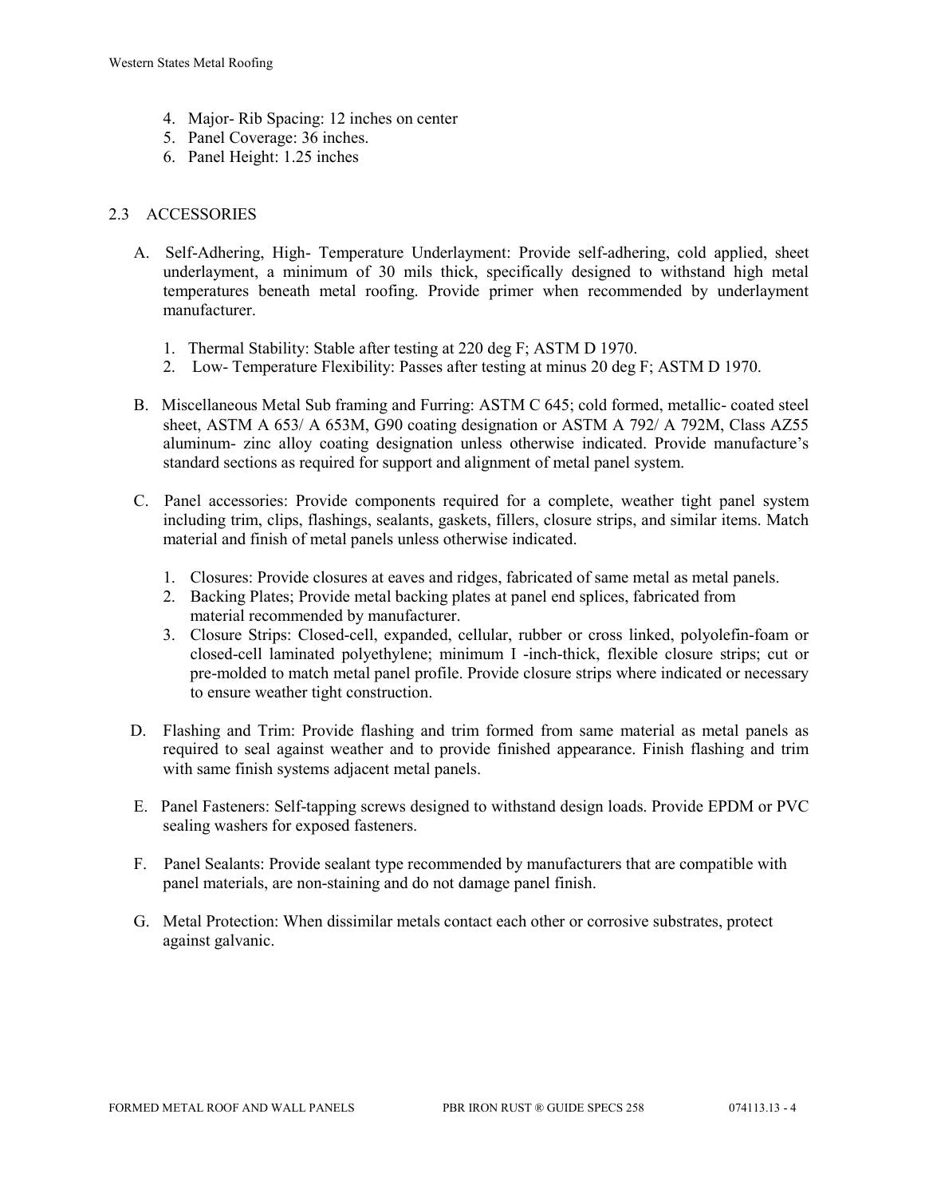4. Major- Rib Spacing: 12 inches on center
5. Panel Coverage: 36 inches.
6. Panel Height: 1.25 inches

## 2.3 ACCESSORIES

A. Self-Adhering, High- Temperature Underlayment: Provide self-adhering, cold applied, sheet underlayment, a minimum of 30 mils thick, specifically designed to withstand high metal temperatures beneath metal roofing. Provide primer when recommended by underlayment manufacturer.

   1. Thermal Stability: Stable after testing at 220 deg F; ASTM D 1970.
   2. Low- Temperature Flexibility: Passes after testing at minus 20 deg F; ASTM D 1970.

B. Miscellaneous Metal Sub framing and Furring: ASTM C 645; cold formed, metallic- coated steel sheet, ASTM A 653/ A 653M, G90 coating designation or ASTM A 792/ A 792M, Class AZ55 aluminum- zinc alloy coating designation unless otherwise indicated. Provide manufacture's standard sections as required for support and alignment of metal panel system.

C. Panel accessories: Provide components required for a complete, weather tight panel system including trim, clips, flashings, sealants, gaskets, fillers, closure strips, and similar items. Match material and finish of metal panels unless otherwise indicated.

   1. Closures: Provide closures at eaves and ridges, fabricated of same metal as metal panels.
   2. Backing Plates; Provide metal backing plates at panel end splices, fabricated from material recommended by manufacturer.
   3. Closure Strips: Closed-cell, expanded, cellular, rubber or cross linked, polyolefin-foam or closed-cell laminated polyethylene; minimum I -inch-thick, flexible closure strips; cut or pre-molded to match metal panel profile. Provide closure strips where indicated or necessary to ensure weather tight construction.

D. Flashing and Trim: Provide flashing and trim formed from same material as metal panels as required to seal against weather and to provide finished appearance. Finish flashing and trim with same finish systems adjacent metal panels.

E. Panel Fasteners: Self-tapping screws designed to withstand design loads. Provide EPDM or PVC sealing washers for exposed fasteners.

F. Panel Sealants: Provide sealant type recommended by manufacturers that are compatible with panel materials, are non-staining and do not damage panel finish.

G. Metal Protection: When dissimilar metals contact each other or corrosive substrates, protect against galvanic.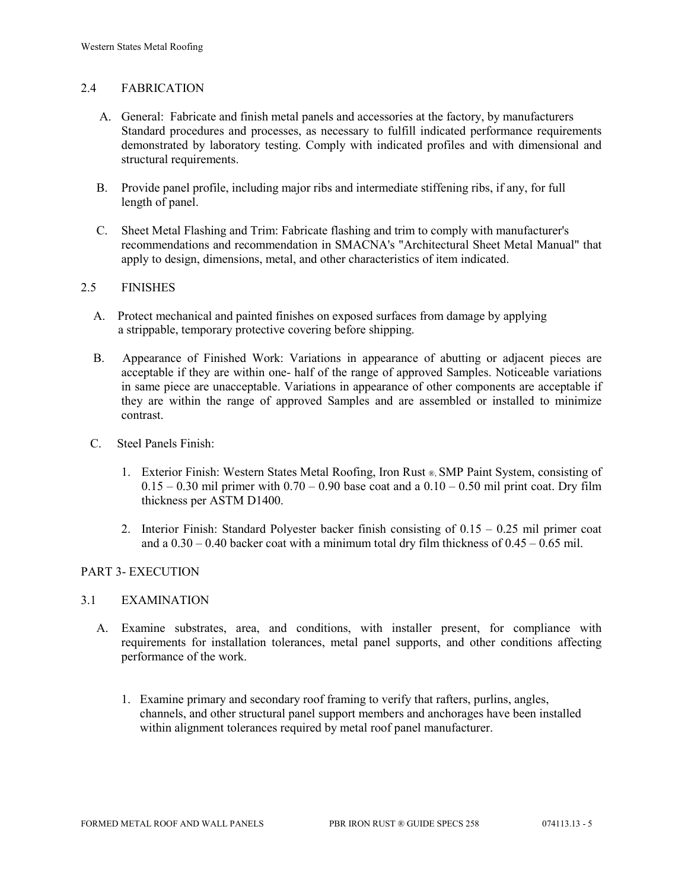## 2.4 FABRICATION

A. General: Fabricate and finish metal panels and accessories at the factory, by manufacturers Standard procedures and processes, as necessary to fulfill indicated performance requirements demonstrated by laboratory testing. Comply with indicated profiles and with dimensional and structural requirements.

B. Provide panel profile, including major ribs and intermediate stiffening ribs, if any, for full length of panel.

C. Sheet Metal Flashing and Trim: Fabricate flashing and trim to comply with manufacturer's recommendations and recommendation in SMACNA's "Architectural Sheet Metal Manual" that apply to design, dimensions, metal, and other characteristics of item indicated.

## 2.5 FINISHES

A. Protect mechanical and painted finishes on exposed surfaces from damage by applying a strippable, temporary protective covering before shipping.

B. Appearance of Finished Work: Variations in appearance of abutting or adjacent pieces are acceptable if they are within one- half of the range of approved Samples. Noticeable variations in same piece are unacceptable. Variations in appearance of other components are acceptable if they are within the range of approved Samples and are assembled or installed to minimize contrast.

C. Steel Panels Finish:

1. Exterior Finish: Western States Metal Roofing, Iron Rust ®, SMP Paint System, consisting of 0.15 – 0.30 mil primer with 0.70 – 0.90 base coat and a 0.10 – 0.50 mil print coat. Dry film thickness per ASTM D1400.

2. Interior Finish: Standard Polyester backer finish consisting of 0.15 – 0.25 mil primer coat and a 0.30 – 0.40 backer coat with a minimum total dry film thickness of 0.45 – 0.65 mil.

# PART 3- EXECUTION

## 3.1 EXAMINATION

A. Examine substrates, area, and conditions, with installer present, for compliance with requirements for installation tolerances, metal panel supports, and other conditions affecting performance of the work.

1. Examine primary and secondary roof framing to verify that rafters, purlins, angles, channels, and other structural panel support members and anchorages have been installed within alignment tolerances required by metal roof panel manufacturer.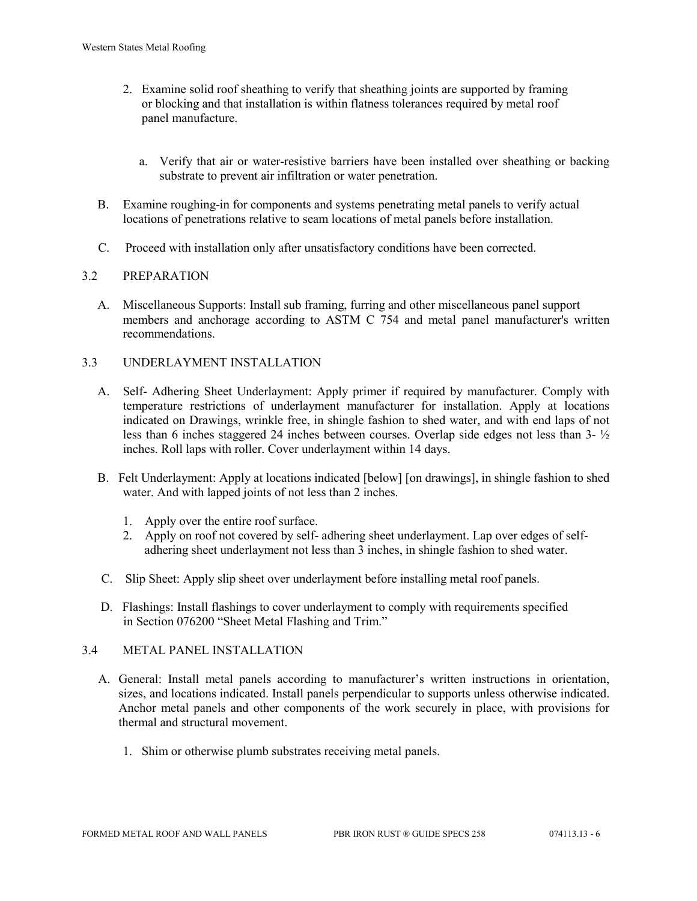2. Examine solid roof sheathing to verify that sheathing joints are supported by framing or blocking and that installation is within flatness tolerances required by metal roof panel manufacture.

   a. Verify that air or water-resistive barriers have been installed over sheathing or backing substrate to prevent air infiltration or water penetration.

B. Examine roughing-in for components and systems penetrating metal panels to verify actual locations of penetrations relative to seam locations of metal panels before installation.

C. Proceed with installation only after unsatisfactory conditions have been corrected.

3.2 PREPARATION

A. Miscellaneous Supports: Install sub framing, furring and other miscellaneous panel support members and anchorage according to ASTM C 754 and metal panel manufacturer's written recommendations.

3.3 UNDERLAYMENT INSTALLATION

A. Self- Adhering Sheet Underlayment: Apply primer if required by manufacturer. Comply with temperature restrictions of underlayment manufacturer for installation. Apply at locations indicated on Drawings, wrinkle free, in shingle fashion to shed water, and with end laps of not less than 6 inches staggered 24 inches between courses. Overlap side edges not less than 3- ½ inches. Roll laps with roller. Cover underlayment within 14 days.

B. Felt Underlayment: Apply at locations indicated [below] [on drawings], in shingle fashion to shed water. And with lapped joints of not less than 2 inches.

   1. Apply over the entire roof surface.
   2. Apply on roof not covered by self- adhering sheet underlayment. Lap over edges of self-adhering sheet underlayment not less than 3 inches, in shingle fashion to shed water.

C. Slip Sheet: Apply slip sheet over underlayment before installing metal roof panels.

D. Flashings: Install flashings to cover underlayment to comply with requirements specified in Section 076200 "Sheet Metal Flashing and Trim."

3.4 METAL PANEL INSTALLATION

A. General: Install metal panels according to manufacturer's written instructions in orientation, sizes, and locations indicated. Install panels perpendicular to supports unless otherwise indicated. Anchor metal panels and other components of the work securely in place, with provisions for thermal and structural movement.

   1. Shim or otherwise plumb substrates receiving metal panels.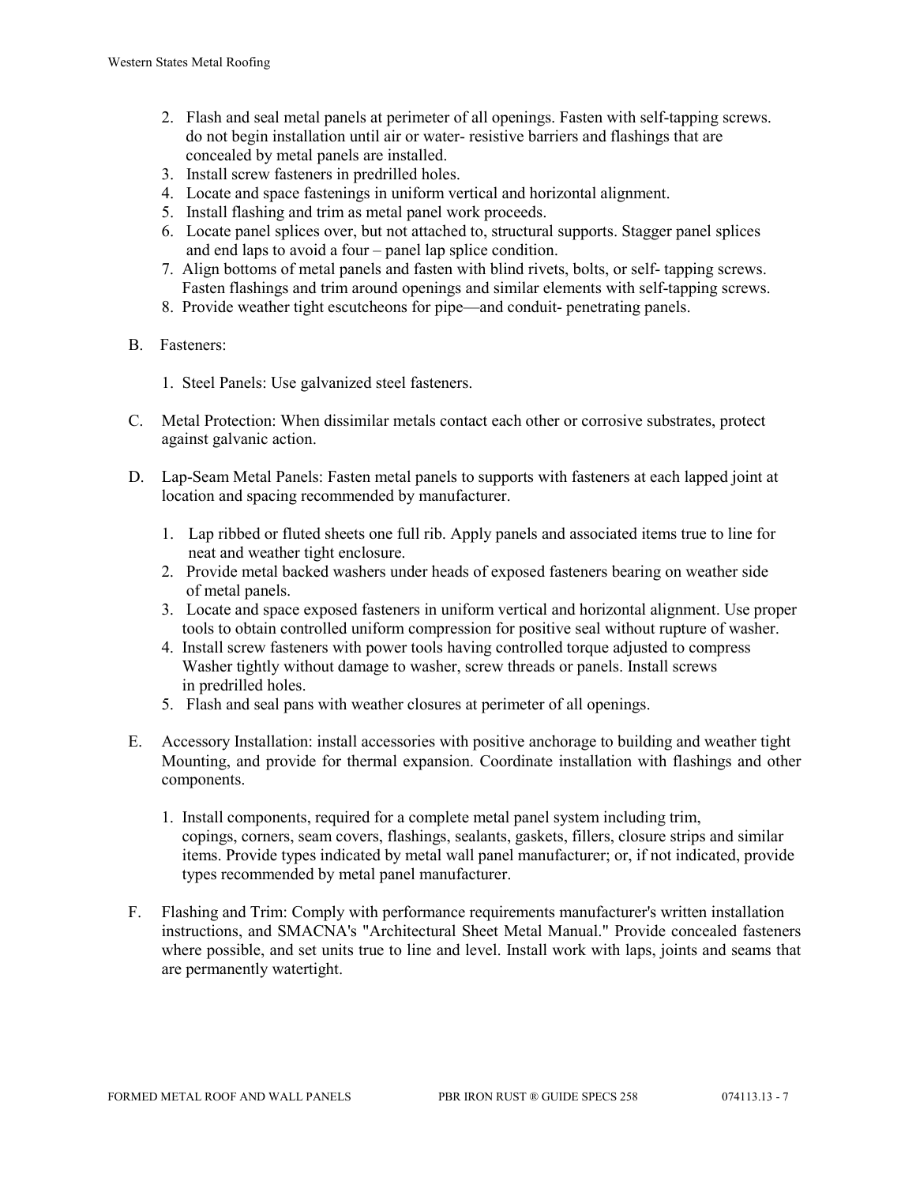2. Flash and seal metal panels at perimeter of all openings. Fasten with self-tapping screws. do not begin installation until air or water- resistive barriers and flashings that are concealed by metal panels are installed.
3. Install screw fasteners in predrilled holes.
4. Locate and space fastenings in uniform vertical and horizontal alignment.
5. Install flashing and trim as metal panel work proceeds.
6. Locate panel splices over, but not attached to, structural supports. Stagger panel splices and end laps to avoid a four – panel lap splice condition.
7. Align bottoms of metal panels and fasten with blind rivets, bolts, or self- tapping screws. Fasten flashings and trim around openings and similar elements with self-tapping screws.
8. Provide weather tight escutcheons for pipe—and conduit- penetrating panels.

B. Fasteners:

1. Steel Panels: Use galvanized steel fasteners.

C. Metal Protection: When dissimilar metals contact each other or corrosive substrates, protect against galvanic action.

D. Lap-Seam Metal Panels: Fasten metal panels to supports with fasteners at each lapped joint at location and spacing recommended by manufacturer.

1. Lap ribbed or fluted sheets one full rib. Apply panels and associated items true to line for neat and weather tight enclosure.
2. Provide metal backed washers under heads of exposed fasteners bearing on weather side of metal panels.
3. Locate and space exposed fasteners in uniform vertical and horizontal alignment. Use proper tools to obtain controlled uniform compression for positive seal without rupture of washer.
4. Install screw fasteners with power tools having controlled torque adjusted to compress Washer tightly without damage to washer, screw threads or panels. Install screws in predrilled holes.
5. Flash and seal pans with weather closures at perimeter of all openings.

E. Accessory Installation: install accessories with positive anchorage to building and weather tight Mounting, and provide for thermal expansion. Coordinate installation with flashings and other components.

1. Install components, required for a complete metal panel system including trim, copings, corners, seam covers, flashings, sealants, gaskets, fillers, closure strips and similar items. Provide types indicated by metal wall panel manufacturer; or, if not indicated, provide types recommended by metal panel manufacturer.

F. Flashing and Trim: Comply with performance requirements manufacturer's written installation instructions, and SMACNA's "Architectural Sheet Metal Manual." Provide concealed fasteners where possible, and set units true to line and level. Install work with laps, joints and seams that are permanently watertight.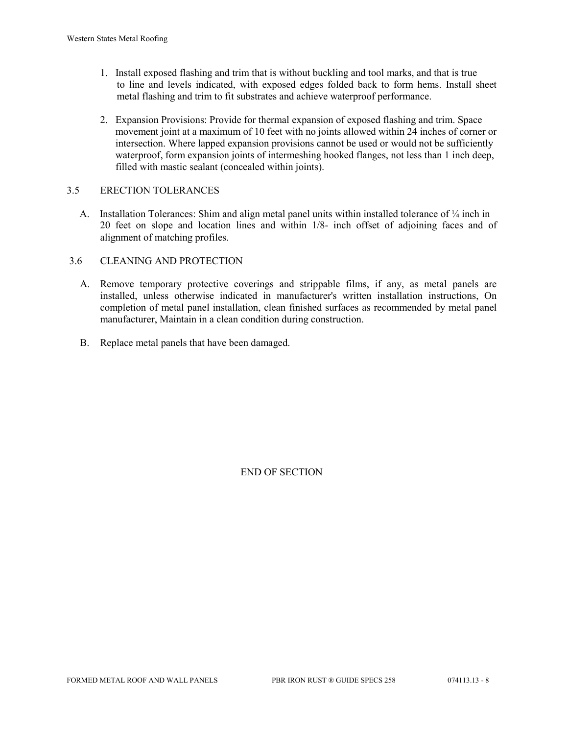1. Install exposed flashing and trim that is without buckling and tool marks, and that is true to line and levels indicated, with exposed edges folded back to form hems. Install sheet metal flashing and trim to fit substrates and achieve waterproof performance.

2. Expansion Provisions: Provide for thermal expansion of exposed flashing and trim. Space movement joint at a maximum of 10 feet with no joints allowed within 24 inches of corner or intersection. Where lapped expansion provisions cannot be used or would not be sufficiently waterproof, form expansion joints of intermeshing hooked flanges, not less than 1 inch deep, filled with mastic sealant (concealed within joints).

## 3.5 ERECTION TOLERANCES

A. Installation Tolerances: Shim and align metal panel units within installed tolerance of ¼ inch in 20 feet on slope and location lines and within 1/8- inch offset of adjoining faces and of alignment of matching profiles.

## 3.6 CLEANING AND PROTECTION

A. Remove temporary protective coverings and strippable films, if any, as metal panels are installed, unless otherwise indicated in manufacturer's written installation instructions, On completion of metal panel installation, clean finished surfaces as recommended by metal panel manufacturer, Maintain in a clean condition during construction.

B. Replace metal panels that have been damaged.

END OF SECTION